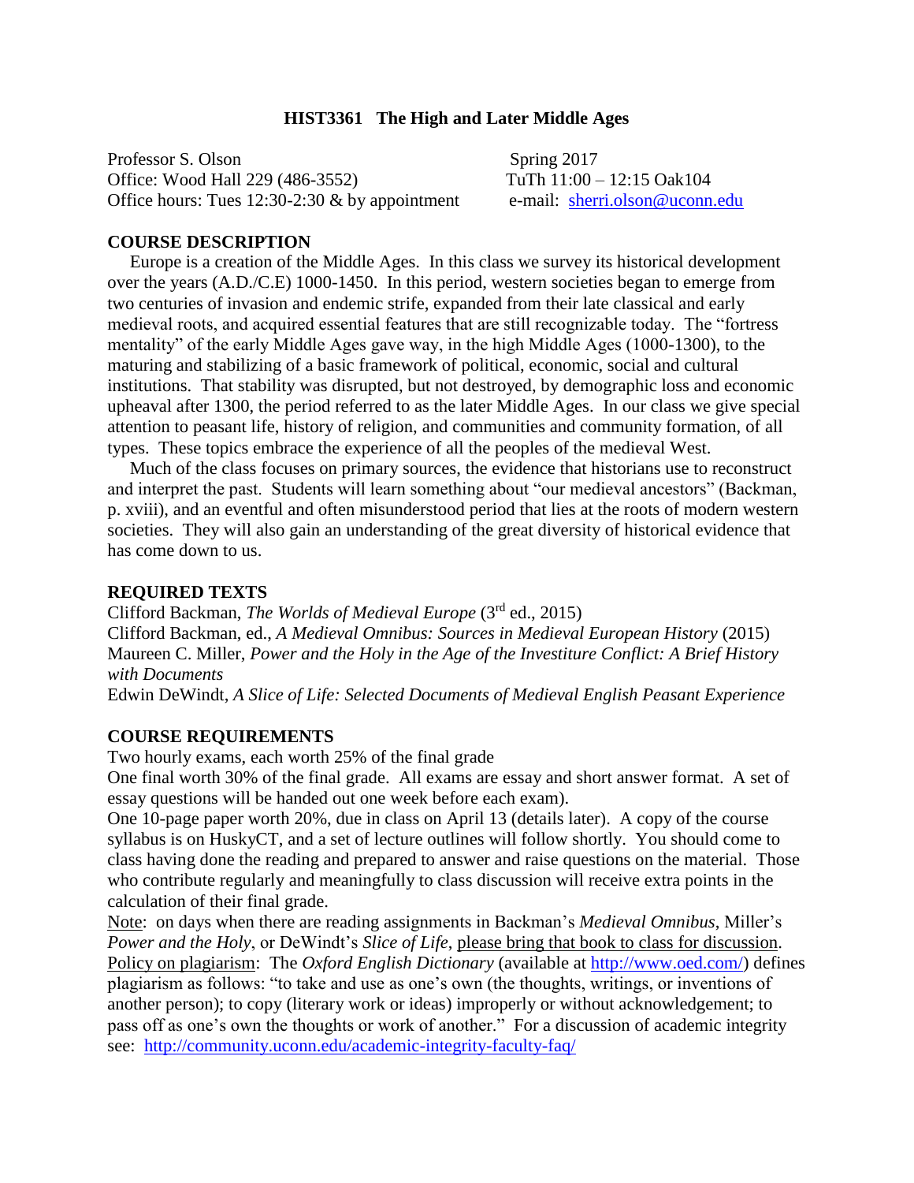# HIST3361 The High and Later Middle Ages

Professor S. Olson
Office: Wood Hall 229 (486-3552)
Office hours: Tues 12:30-2:30 & by appointment

Spring 2017
TuTh 11:00 – 12:15 Oak104
e-mail: sherri.olson@uconn.edu

## COURSE DESCRIPTION

Europe is a creation of the Middle Ages. In this class we survey its historical development over the years (A.D./C.E) 1000-1450. In this period, western societies began to emerge from two centuries of invasion and endemic strife, expanded from their late classical and early medieval roots, and acquired essential features that are still recognizable today. The "fortress mentality" of the early Middle Ages gave way, in the high Middle Ages (1000-1300), to the maturing and stabilizing of a basic framework of political, economic, social and cultural institutions. That stability was disrupted, but not destroyed, by demographic loss and economic upheaval after 1300, the period referred to as the later Middle Ages. In our class we give special attention to peasant life, history of religion, and communities and community formation, of all types. These topics embrace the experience of all the peoples of the medieval West.

Much of the class focuses on primary sources, the evidence that historians use to reconstruct and interpret the past. Students will learn something about "our medieval ancestors" (Backman, p. xviii), and an eventful and often misunderstood period that lies at the roots of modern western societies. They will also gain an understanding of the great diversity of historical evidence that has come down to us.

## REQUIRED TEXTS

Clifford Backman, *The Worlds of Medieval Europe* (3rd ed., 2015)
Clifford Backman, ed., *A Medieval Omnibus: Sources in Medieval European History* (2015)
Maureen C. Miller, *Power and the Holy in the Age of the Investiture Conflict: A Brief History with Documents*
Edwin DeWindt, *A Slice of Life: Selected Documents of Medieval English Peasant Experience*

## COURSE REQUIREMENTS

Two hourly exams, each worth 25% of the final grade
One final worth 30% of the final grade. All exams are essay and short answer format. A set of essay questions will be handed out one week before each exam).
One 10-page paper worth 20%, due in class on April 13 (details later). A copy of the course syllabus is on HuskyCT, and a set of lecture outlines will follow shortly. You should come to class having done the reading and prepared to answer and raise questions on the material. Those who contribute regularly and meaningfully to class discussion will receive extra points in the calculation of their final grade.
Note: on days when there are reading assignments in Backman's *Medieval Omnibus*, Miller's *Power and the Holy*, or DeWindt's *Slice of Life*, please bring that book to class for discussion.
Policy on plagiarism: The *Oxford English Dictionary* (available at http://www.oed.com/) defines plagiarism as follows: "to take and use as one's own (the thoughts, writings, or inventions of another person); to copy (literary work or ideas) improperly or without acknowledgement; to pass off as one's own the thoughts or work of another." For a discussion of academic integrity see: http://community.uconn.edu/academic-integrity-faculty-faq/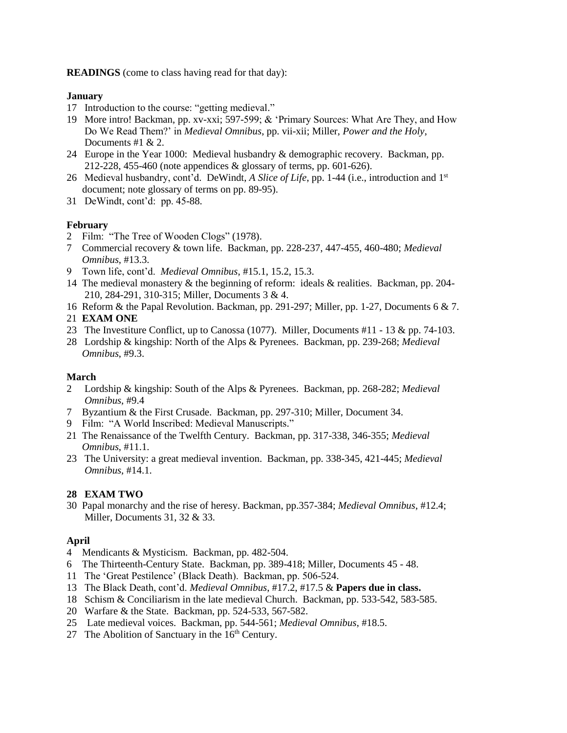**READINGS** (come to class having read for that day):

**January**

17 Introduction to the course: "getting medieval."

19 More intro! Backman, pp. xv-xxi; 597-599; & 'Primary Sources: What Are They, and How Do We Read Them?' in *Medieval Omnibus*, pp. vii-xii; Miller, *Power and the Holy*, Documents #1 & 2.

24 Europe in the Year 1000: Medieval husbandry & demographic recovery. Backman, pp. 212-228, 455-460 (note appendices & glossary of terms, pp. 601-626).

26 Medieval husbandry, cont'd. DeWindt, *A Slice of Life*, pp. 1-44 (i.e., introduction and 1st document; note glossary of terms on pp. 89-95).

31 DeWindt, cont'd: pp. 45-88.

**February**

2 Film: "The Tree of Wooden Clogs" (1978).

7 Commercial recovery & town life. Backman, pp. 228-237, 447-455, 460-480; *Medieval Omnibus*, #13.3.

9 Town life, cont'd. *Medieval Omnibus*, #15.1, 15.2, 15.3.

14 The medieval monastery & the beginning of reform: ideals & realities. Backman, pp. 204-210, 284-291, 310-315; Miller, Documents 3 & 4.

16 Reform & the Papal Revolution. Backman, pp. 291-297; Miller, pp. 1-27, Documents 6 & 7.

21 **EXAM ONE**

23 The Investiture Conflict, up to Canossa (1077). Miller, Documents #11 - 13 & pp. 74-103.

28 Lordship & kingship: North of the Alps & Pyrenees. Backman, pp. 239-268; *Medieval Omnibus*, #9.3.

**March**

2 Lordship & kingship: South of the Alps & Pyrenees. Backman, pp. 268-282; *Medieval Omnibus*, #9.4

7 Byzantium & the First Crusade. Backman, pp. 297-310; Miller, Document 34.

9 Film: "A World Inscribed: Medieval Manuscripts."

21 The Renaissance of the Twelfth Century. Backman, pp. 317-338, 346-355; *Medieval Omnibus*, #11.1.

23 The University: a great medieval invention. Backman, pp. 338-345, 421-445; *Medieval Omnibus*, #14.1.

**28 EXAM TWO**

30 Papal monarchy and the rise of heresy. Backman, pp.357-384; *Medieval Omnibus*, #12.4; Miller, Documents 31, 32 & 33.

**April**

4 Mendicants & Mysticism. Backman, pp. 482-504.

6 The Thirteenth-Century State. Backman, pp. 389-418; Miller, Documents 45 - 48.

11 The 'Great Pestilence' (Black Death). Backman, pp. 506-524.

13 The Black Death, cont'd. *Medieval Omnibus*, #17.2, #17.5 & **Papers due in class.**

18 Schism & Conciliarism in the late medieval Church. Backman, pp. 533-542, 583-585.

20 Warfare & the State. Backman, pp. 524-533, 567-582.

25 Late medieval voices. Backman, pp. 544-561; *Medieval Omnibus*, #18.5.

27 The Abolition of Sanctuary in the 16th Century.